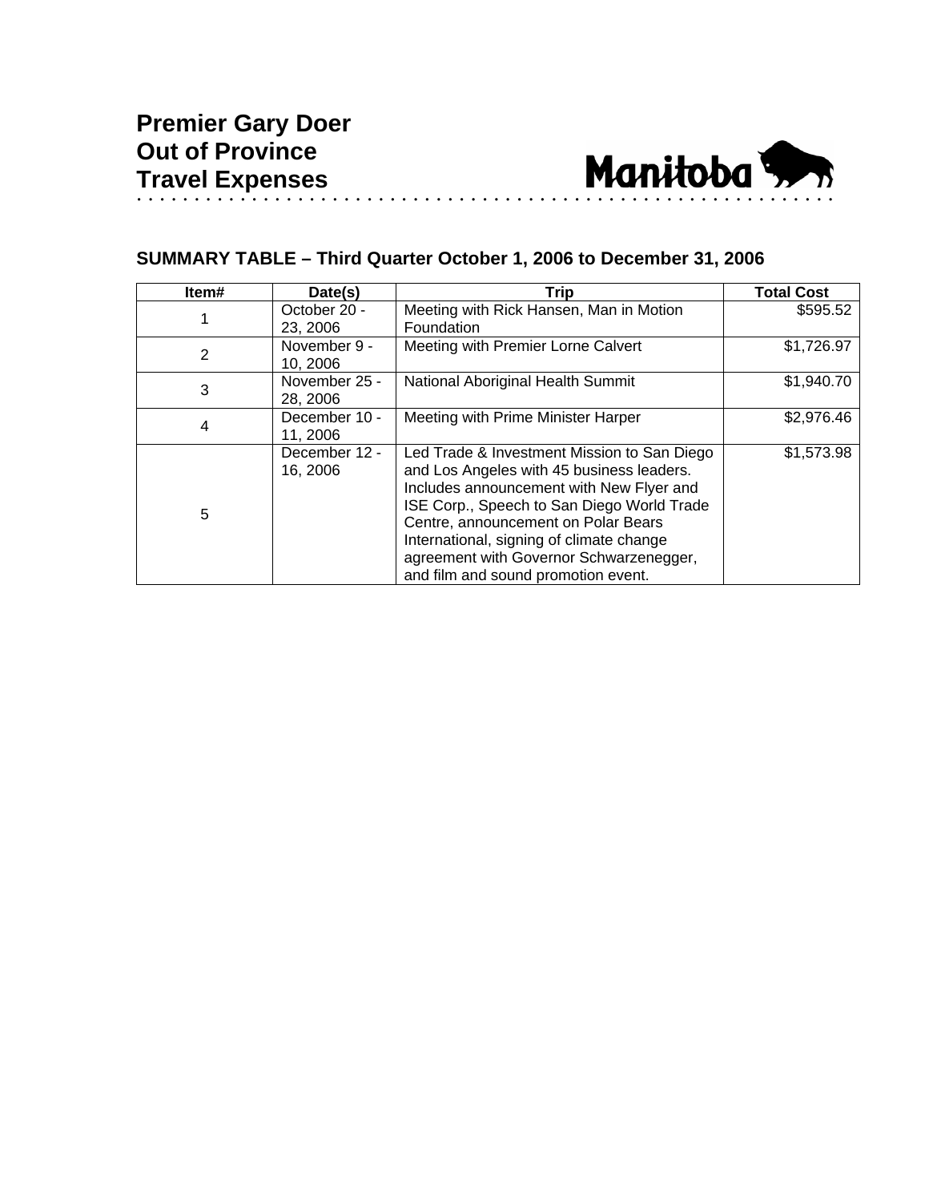# Premier Gary Doer
# Out of Province
# Travel Expenses

Manitoba

## SUMMARY TABLE – Third Quarter October 1, 2006 to December 31, 2006

| Item# | Date(s) | Trip | Total Cost |
|---|---|---|---|
| 1 | October 20 - 23, 2006 | Meeting with Rick Hansen, Man in Motion Foundation | $595.52 |
| 2 | November 9 - 10, 2006 | Meeting with Premier Lorne Calvert | $1,726.97 |
| 3 | November 25 - 28, 2006 | National Aboriginal Health Summit | $1,940.70 |
| 4 | December 10 - 11, 2006 | Meeting with Prime Minister Harper | $2,976.46 |
| 5 | December 12 - 16, 2006 | Led Trade & Investment Mission to San Diego and Los Angeles with 45 business leaders. Includes announcement with New Flyer and ISE Corp., Speech to San Diego World Trade Centre, announcement on Polar Bears International, signing of climate change agreement with Governor Schwarzenegger, and film and sound promotion event. | $1,573.98 |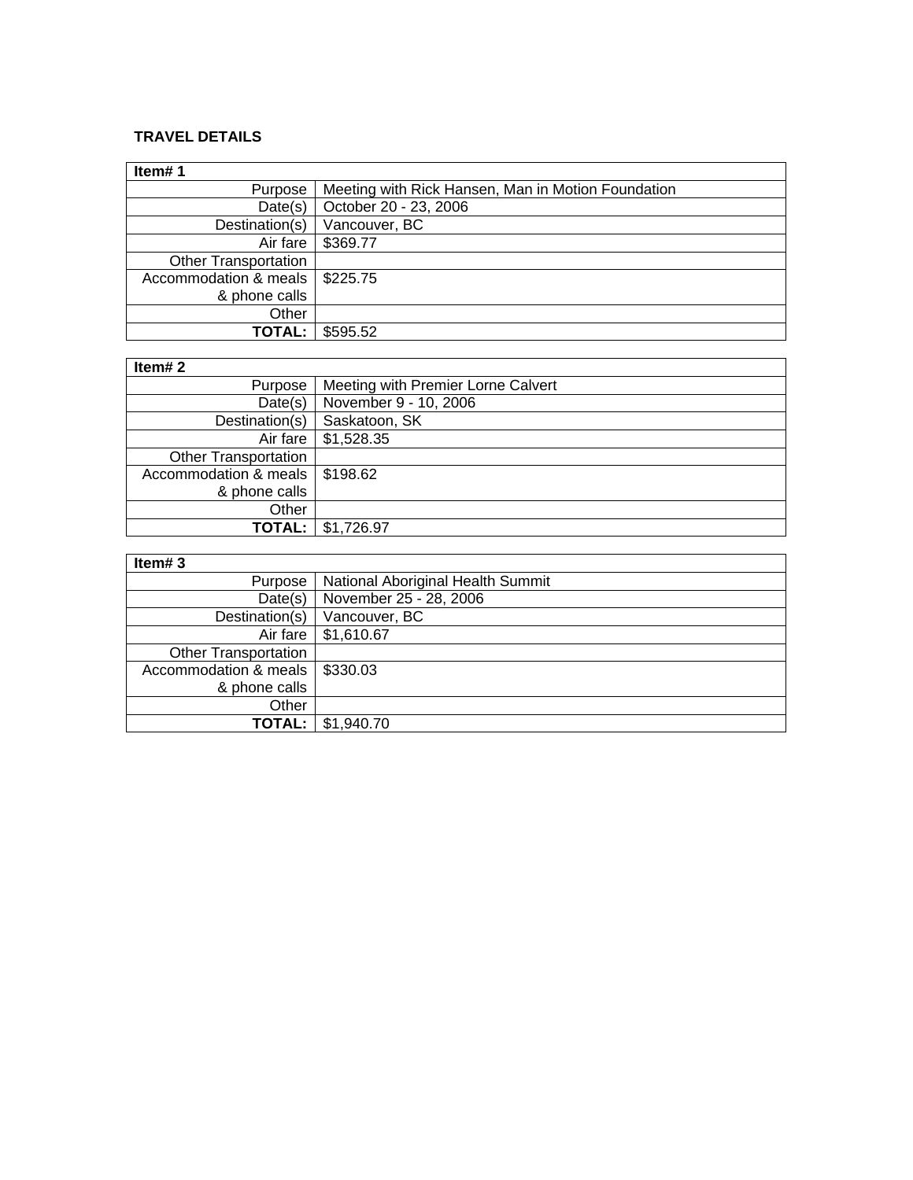**TRAVEL DETAILS**

| **Item# 1** | |
|---|---|
| Purpose | Meeting with Rick Hansen, Man in Motion Foundation |
| Date(s) | October 20 - 23, 2006 |
| Destination(s) | Vancouver, BC |
| Air fare | $369.77 |
| Other Transportation | |
| Accommodation & meals & phone calls | $225.75 |
| Other | |
| **TOTAL:** | $595.52 |

| **Item# 2** | |
|---|---|
| Purpose | Meeting with Premier Lorne Calvert |
| Date(s) | November 9 - 10, 2006 |
| Destination(s) | Saskatoon, SK |
| Air fare | $1,528.35 |
| Other Transportation | |
| Accommodation & meals & phone calls | $198.62 |
| Other | |
| **TOTAL:** | $1,726.97 |

| **Item# 3** | |
|---|---|
| Purpose | National Aboriginal Health Summit |
| Date(s) | November 25 - 28, 2006 |
| Destination(s) | Vancouver, BC |
| Air fare | $1,610.67 |
| Other Transportation | |
| Accommodation & meals & phone calls | $330.03 |
| Other | |
| **TOTAL:** | $1,940.70 |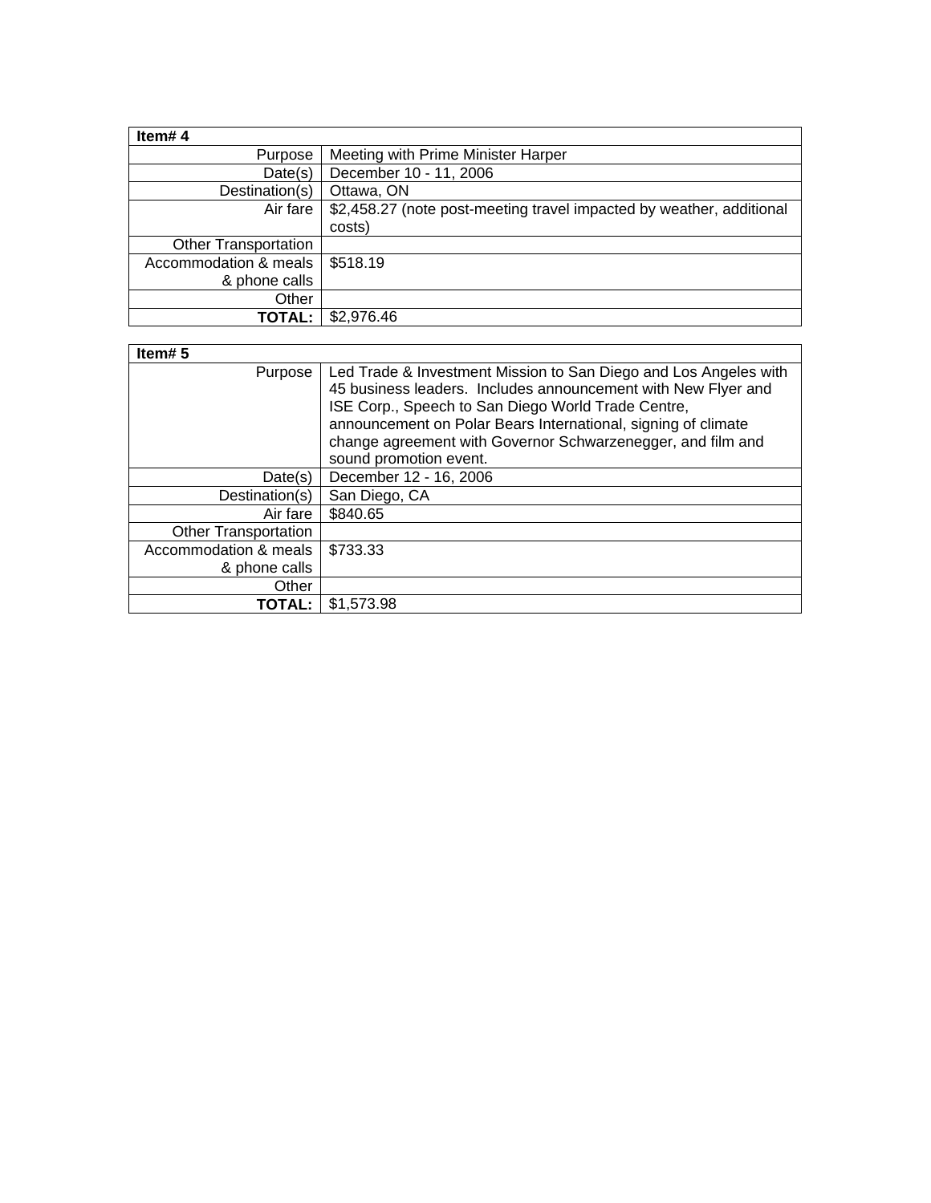| Item# 4 | |
|---|---|
| Purpose | Meeting with Prime Minister Harper |
| Date(s) | December 10 - 11, 2006 |
| Destination(s) | Ottawa, ON |
| Air fare | $2,458.27 (note post-meeting travel impacted by weather, additional costs) |
| Other Transportation | |
| Accommodation & meals & phone calls | $518.19 |
| Other | |
| **TOTAL:** | $2,976.46 |

| Item# 5 | |
|---|---|
| Purpose | Led Trade & Investment Mission to San Diego and Los Angeles with 45 business leaders. Includes announcement with New Flyer and ISE Corp., Speech to San Diego World Trade Centre, announcement on Polar Bears International, signing of climate change agreement with Governor Schwarzenegger, and film and sound promotion event. |
| Date(s) | December 12 - 16, 2006 |
| Destination(s) | San Diego, CA |
| Air fare | $840.65 |
| Other Transportation | |
| Accommodation & meals & phone calls | $733.33 |
| Other | |
| **TOTAL:** | $1,573.98 |